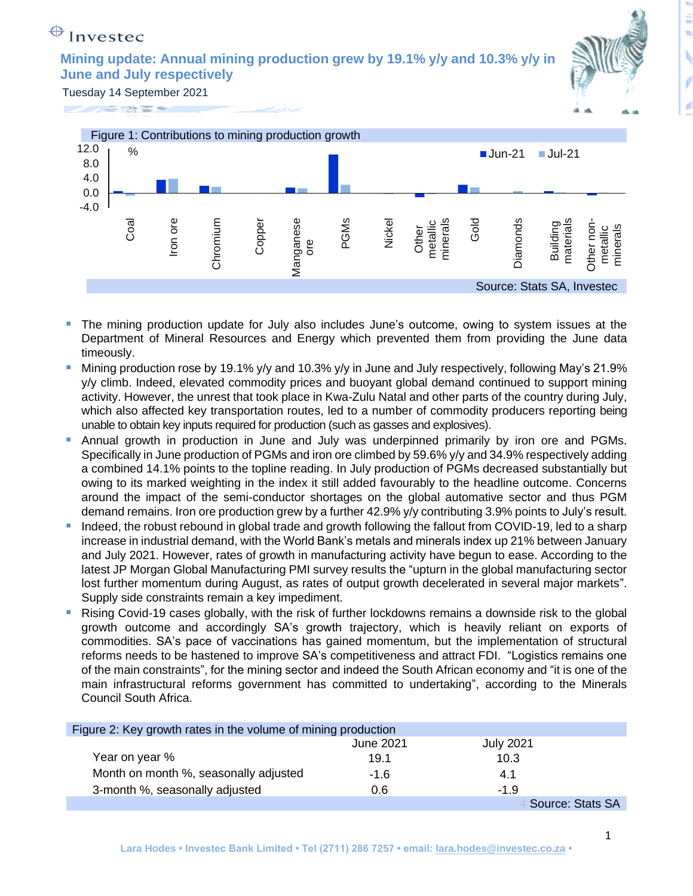Investec

# Mining update: Annual mining production grew by 19.1% y/y and 10.3% y/y in June and July respectively

Tuesday 14 September 2021

Figure 1: Contributions to mining production growth

12.0
8.0
4.0
0.0
-4.0
%

Jun-21
Jul-21

Coal
Iron ore
Chromium
Copper
Manganese ore
PGMs
Nickel
Other metallic minerals
Gold
Diamonds
Building materials
Other non-metallic minerals

Source: Stats SA, Investec

- The mining production update for July also includes June's outcome, owing to system issues at the Department of Mineral Resources and Energy which prevented them from providing the June data timeously.
- Mining production rose by 19.1% y/y and 10.3% y/y in June and July respectively, following May's 21.9% y/y climb. Indeed, elevated commodity prices and buoyant global demand continued to support mining activity. However, the unrest that took place in Kwa-Zulu Natal and other parts of the country during July, which also affected key transportation routes, led to a number of commodity producers reporting being unable to obtain key inputs required for production (such as gasses and explosives).
- Annual growth in production in June and July was underpinned primarily by iron ore and PGMs. Specifically in June production of PGMs and iron ore climbed by 59.6% y/y and 34.9% respectively adding a combined 14.1% points to the topline reading. In July production of PGMs decreased substantially but owing to its marked weighting in the index it still added favourably to the headline outcome. Concerns around the impact of the semi-conductor shortages on the global automative sector and thus PGM demand remains. Iron ore production grew by a further 42.9% y/y contributing 3.9% points to July's result.
- Indeed, the robust rebound in global trade and growth following the fallout from COVID-19, led to a sharp increase in industrial demand, with the World Bank's metals and minerals index up 21% between January and July 2021. However, rates of growth in manufacturing activity have begun to ease. According to the latest JP Morgan Global Manufacturing PMI survey results the "upturn in the global manufacturing sector lost further momentum during August, as rates of output growth decelerated in several major markets". Supply side constraints remain a key impediment.
- Rising Covid-19 cases globally, with the risk of further lockdowns remains a downside risk to the global growth outcome and accordingly SA's growth trajectory, which is heavily reliant on exports of commodities. SA's pace of vaccinations has gained momentum, but the implementation of structural reforms needs to be hastened to improve SA's competitiveness and attract FDI. "Logistics remains one of the main constraints", for the mining sector and indeed the South African economy and "it is one of the main infrastructural reforms government has committed to undertaking", according to the Minerals Council South Africa.

Figure 2: Key growth rates in the volume of mining production

| | June 2021 | July 2021 |
|---|---|---|
| Year on year % | 19.1 | 10.3 |
| Month on month %, seasonally adjusted | -1.6 | 4.1 |
| 3-month %, seasonally adjusted | 0.6 | -1.9 |

Source: Stats SA

Lara Hodes • Investec Bank Limited • Tel (2711) 286 7257 • email: lara.hodes@investec.co.za •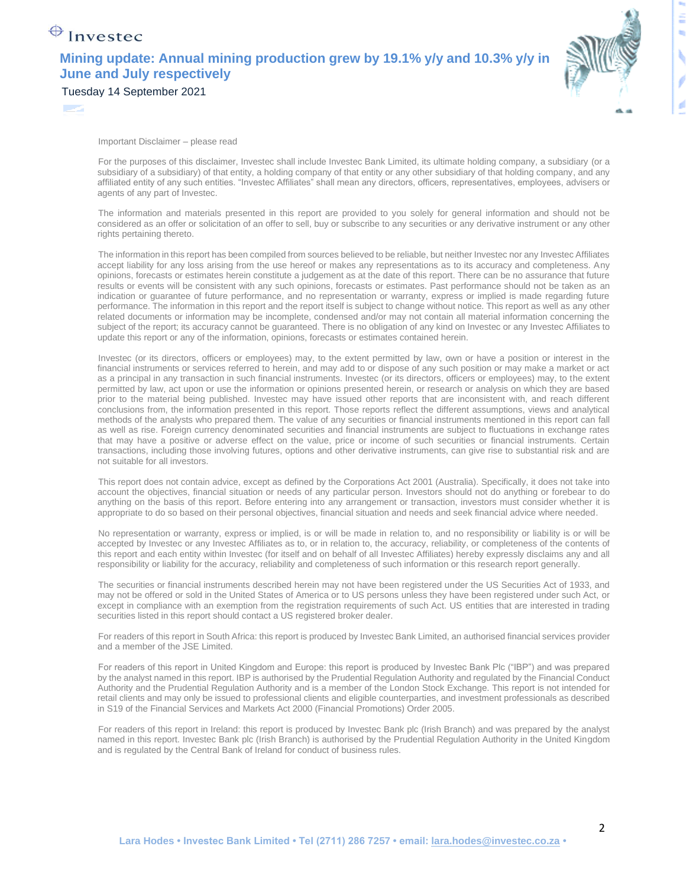Important Disclaimer – please read

For the purposes of this disclaimer, Investec shall include Investec Bank Limited, its ultimate holding company, a subsidiary (or a subsidiary of a subsidiary) of that entity, a holding company of that entity or any other subsidiary of that holding company, and any affiliated entity of any such entities. "Investec Affiliates" shall mean any directors, officers, representatives, employees, advisers or agents of any part of Investec.

The information and materials presented in this report are provided to you solely for general information and should not be considered as an offer or solicitation of an offer to sell, buy or subscribe to any securities or any derivative instrument or any other rights pertaining thereto.

The information in this report has been compiled from sources believed to be reliable, but neither Investec nor any Investec Affiliates accept liability for any loss arising from the use hereof or makes any representations as to its accuracy and completeness. Any opinions, forecasts or estimates herein constitute a judgement as at the date of this report. There can be no assurance that future results or events will be consistent with any such opinions, forecasts or estimates. Past performance should not be taken as an indication or guarantee of future performance, and no representation or warranty, express or implied is made regarding future performance. The information in this report and the report itself is subject to change without notice. This report as well as any other related documents or information may be incomplete, condensed and/or may not contain all material information concerning the subject of the report; its accuracy cannot be guaranteed. There is no obligation of any kind on Investec or any Investec Affiliates to update this report or any of the information, opinions, forecasts or estimates contained herein.

Investec (or its directors, officers or employees) may, to the extent permitted by law, own or have a position or interest in the financial instruments or services referred to herein, and may add to or dispose of any such position or may make a market or act as a principal in any transaction in such financial instruments. Investec (or its directors, officers or employees) may, to the extent permitted by law, act upon or use the information or opinions presented herein, or research or analysis on which they are based prior to the material being published. Investec may have issued other reports that are inconsistent with, and reach different conclusions from, the information presented in this report. Those reports reflect the different assumptions, views and analytical methods of the analysts who prepared them. The value of any securities or financial instruments mentioned in this report can fall as well as rise. Foreign currency denominated securities and financial instruments are subject to fluctuations in exchange rates that may have a positive or adverse effect on the value, price or income of such securities or financial instruments. Certain transactions, including those involving futures, options and other derivative instruments, can give rise to substantial risk and are not suitable for all investors.

This report does not contain advice, except as defined by the Corporations Act 2001 (Australia). Specifically, it does not take into account the objectives, financial situation or needs of any particular person. Investors should not do anything or forebear to do anything on the basis of this report. Before entering into any arrangement or transaction, investors must consider whether it is appropriate to do so based on their personal objectives, financial situation and needs and seek financial advice where needed.

No representation or warranty, express or implied, is or will be made in relation to, and no responsibility or liability is or will be accepted by Investec or any Investec Affiliates as to, or in relation to, the accuracy, reliability, or completeness of the contents of this report and each entity within Investec (for itself and on behalf of all Investec Affiliates) hereby expressly disclaims any and all responsibility or liability for the accuracy, reliability and completeness of such information or this research report generally.

The securities or financial instruments described herein may not have been registered under the US Securities Act of 1933, and may not be offered or sold in the United States of America or to US persons unless they have been registered under such Act, or except in compliance with an exemption from the registration requirements of such Act. US entities that are interested in trading securities listed in this report should contact a US registered broker dealer.

For readers of this report in South Africa: this report is produced by Investec Bank Limited, an authorised financial services provider and a member of the JSE Limited.

For readers of this report in United Kingdom and Europe: this report is produced by Investec Bank Plc ("IBP") and was prepared by the analyst named in this report. IBP is authorised by the Prudential Regulation Authority and regulated by the Financial Conduct Authority and the Prudential Regulation Authority and is a member of the London Stock Exchange. This report is not intended for retail clients and may only be issued to professional clients and eligible counterparties, and investment professionals as described in S19 of the Financial Services and Markets Act 2000 (Financial Promotions) Order 2005.

For readers of this report in Ireland: this report is produced by Investec Bank plc (Irish Branch) and was prepared by the analyst named in this report. Investec Bank plc (Irish Branch) is authorised by the Prudential Regulation Authority in the United Kingdom and is regulated by the Central Bank of Ireland for conduct of business rules.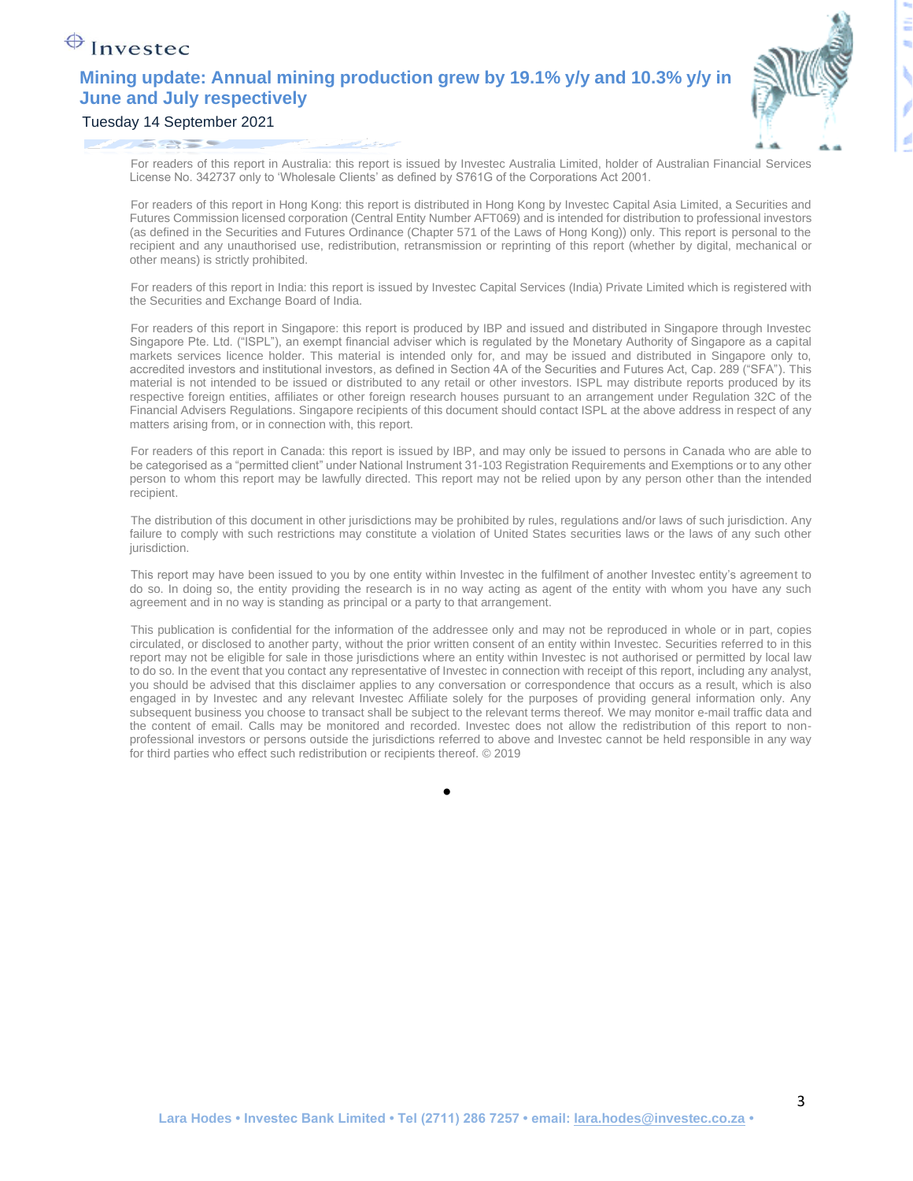For readers of this report in Australia: this report is issued by Investec Australia Limited, holder of Australian Financial Services License No. 342737 only to 'Wholesale Clients' as defined by S761G of the Corporations Act 2001.

For readers of this report in Hong Kong: this report is distributed in Hong Kong by Investec Capital Asia Limited, a Securities and Futures Commission licensed corporation (Central Entity Number AFT069) and is intended for distribution to professional investors (as defined in the Securities and Futures Ordinance (Chapter 571 of the Laws of Hong Kong)) only. This report is personal to the recipient and any unauthorised use, redistribution, retransmission or reprinting of this report (whether by digital, mechanical or other means) is strictly prohibited.

For readers of this report in India: this report is issued by Investec Capital Services (India) Private Limited which is registered with the Securities and Exchange Board of India.

For readers of this report in Singapore: this report is produced by IBP and issued and distributed in Singapore through Investec Singapore Pte. Ltd. ("ISPL"), an exempt financial adviser which is regulated by the Monetary Authority of Singapore as a capital markets services licence holder. This material is intended only for, and may be issued and distributed in Singapore only to, accredited investors and institutional investors, as defined in Section 4A of the Securities and Futures Act, Cap. 289 ("SFA"). This material is not intended to be issued or distributed to any retail or other investors. ISPL may distribute reports produced by its respective foreign entities, affiliates or other foreign research houses pursuant to an arrangement under Regulation 32C of the Financial Advisers Regulations. Singapore recipients of this document should contact ISPL at the above address in respect of any matters arising from, or in connection with, this report.

For readers of this report in Canada: this report is issued by IBP, and may only be issued to persons in Canada who are able to be categorised as a "permitted client" under National Instrument 31-103 Registration Requirements and Exemptions or to any other person to whom this report may be lawfully directed. This report may not be relied upon by any person other than the intended recipient.

The distribution of this document in other jurisdictions may be prohibited by rules, regulations and/or laws of such jurisdiction. Any failure to comply with such restrictions may constitute a violation of United States securities laws or the laws of any such other jurisdiction.

This report may have been issued to you by one entity within Investec in the fulfilment of another Investec entity's agreement to do so. In doing so, the entity providing the research is in no way acting as agent of the entity with whom you have any such agreement and in no way is standing as principal or a party to that arrangement.

This publication is confidential for the information of the addressee only and may not be reproduced in whole or in part, copies circulated, or disclosed to another party, without the prior written consent of an entity within Investec. Securities referred to in this report may not be eligible for sale in those jurisdictions where an entity within Investec is not authorised or permitted by local law to do so. In the event that you contact any representative of Investec in connection with receipt of this report, including any analyst, you should be advised that this disclaimer applies to any conversation or correspondence that occurs as a result, which is also engaged in by Investec and any relevant Investec Affiliate solely for the purposes of providing general information only. Any subsequent business you choose to transact shall be subject to the relevant terms thereof. We may monitor e-mail traffic data and the content of email. Calls may be monitored and recorded. Investec does not allow the redistribution of this report to non-professional investors or persons outside the jurisdictions referred to above and Investec cannot be held responsible in any way for third parties who effect such redistribution or recipients thereof. © 2019

•